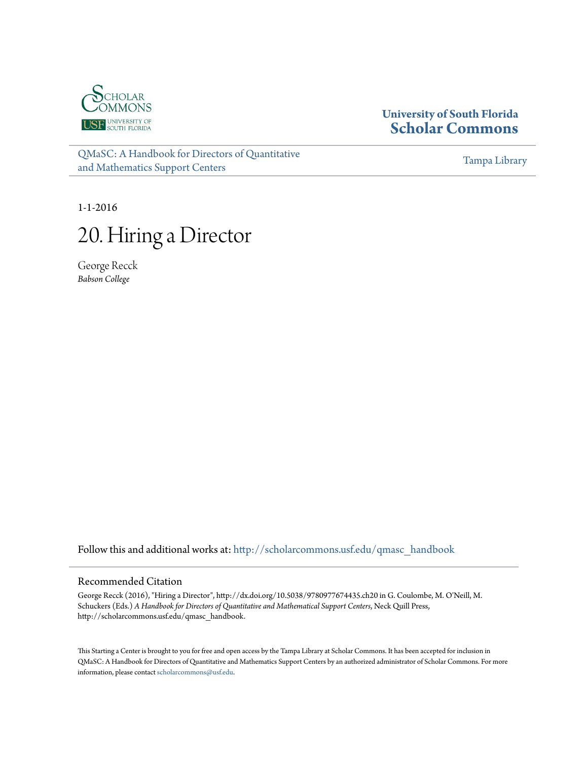University of South Florida
**Scholar Commons**

QMaSC: A Handbook for Directors of Quantitative and Mathematics Support Centers

Tampa Library

1-1-2016

# 20. Hiring a Director

George Recck
*Babson College*

Follow this and additional works at: http://scholarcommons.usf.edu/qmasc_handbook

## Recommended Citation

George Recck (2016), "Hiring a Director", http://dx.doi.org/10.5038/9780977674435.ch20 in G. Coulombe, M. O'Neill, M. Schuckers (Eds.) *A Handbook for Directors of Quantitative and Mathematical Support Centers*, Neck Quill Press, http://scholarcommons.usf.edu/qmasc_handbook.

This Starting a Center is brought to you for free and open access by the Tampa Library at Scholar Commons. It has been accepted for inclusion in QMaSC: A Handbook for Directors of Quantitative and Mathematics Support Centers by an authorized administrator of Scholar Commons. For more information, please contact scholarcommons@usf.edu.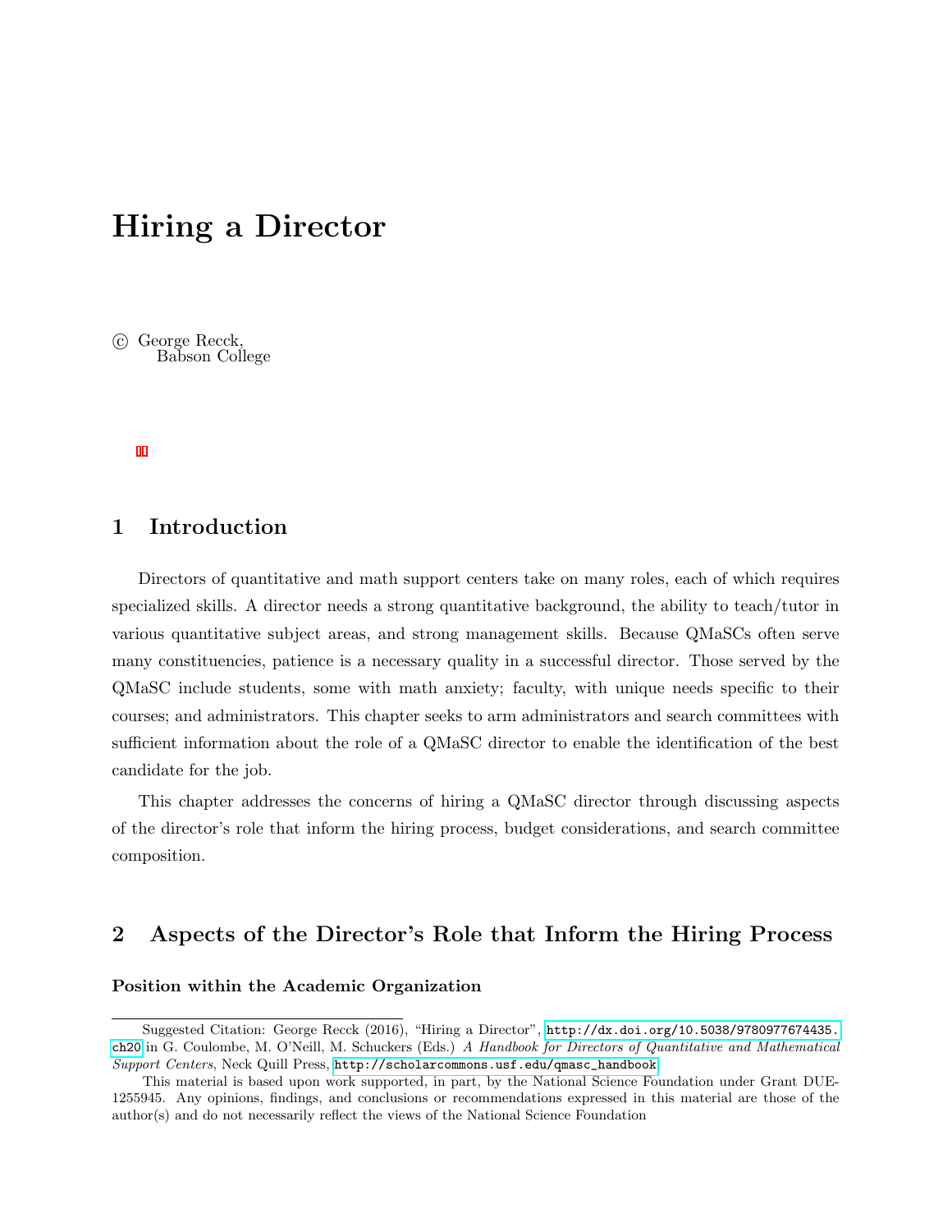# Hiring a Director

© George Recck,
Babson College

## 1 Introduction

Directors of quantitative and math support centers take on many roles, each of which requires specialized skills. A director needs a strong quantitative background, the ability to teach/tutor in various quantitative subject areas, and strong management skills. Because QMaSCs often serve many constituencies, patience is a necessary quality in a successful director. Those served by the QMaSC include students, some with math anxiety; faculty, with unique needs specific to their courses; and administrators. This chapter seeks to arm administrators and search committees with sufficient information about the role of a QMaSC director to enable the identification of the best candidate for the job.

This chapter addresses the concerns of hiring a QMaSC director through discussing aspects of the director's role that inform the hiring process, budget considerations, and search committee composition.

## 2 Aspects of the Director's Role that Inform the Hiring Process

### Position within the Academic Organization

---

Suggested Citation: George Recck (2016), "Hiring a Director", http://dx.doi.org/10.5038/9780977674435.ch20 in G. Coulombe, M. O'Neill, M. Schuckers (Eds.) *A Handbook for Directors of Quantitative and Mathematical Support Centers*, Neck Quill Press, http://scholarcommons.usf.edu/qmasc_handbook

This material is based upon work supported, in part, by the National Science Foundation under Grant DUE-1255945. Any opinions, findings, and conclusions or recommendations expressed in this material are those of the author(s) and do not necessarily reflect the views of the National Science Foundation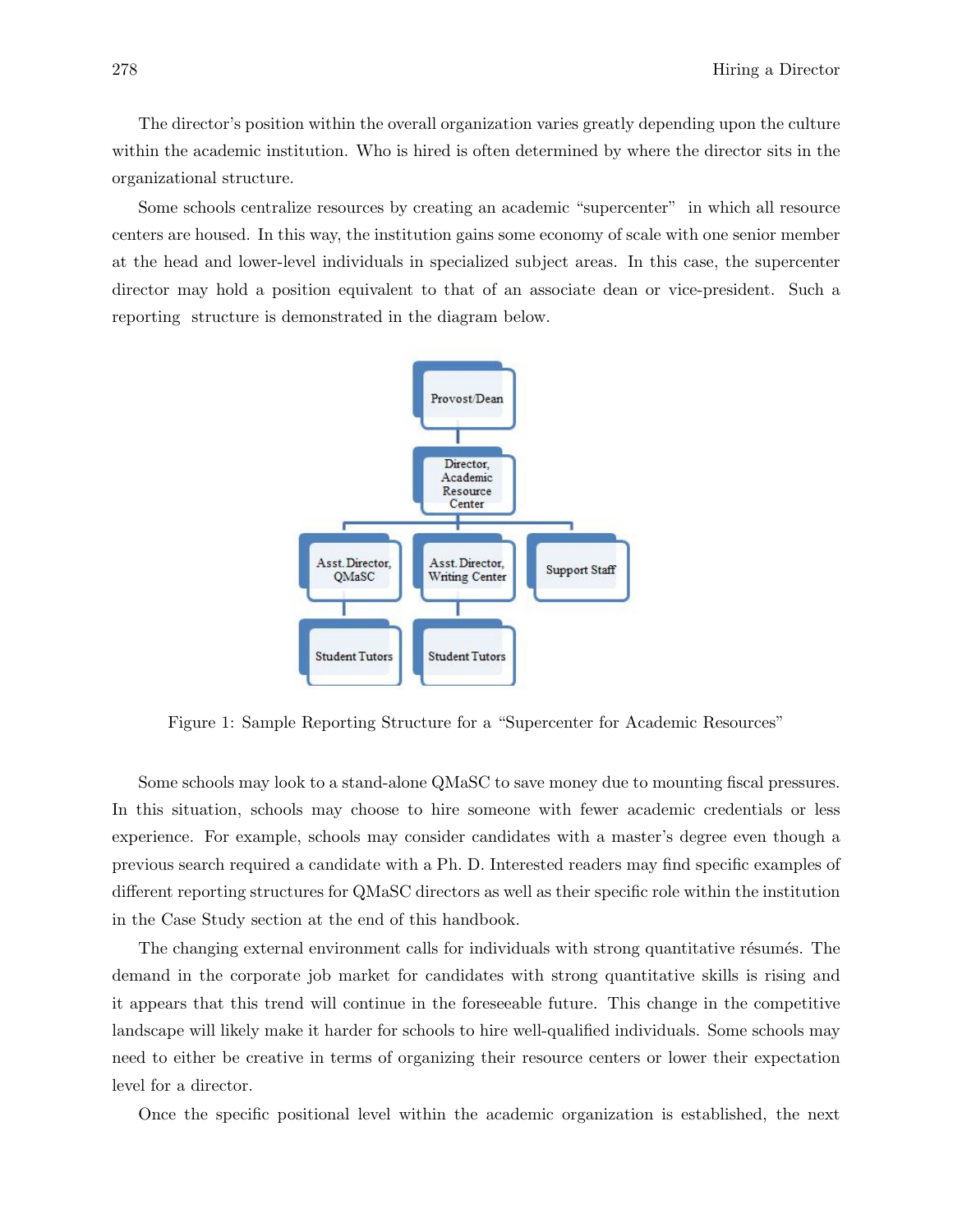The director's position within the overall organization varies greatly depending upon the culture within the academic institution. Who is hired is often determined by where the director sits in the organizational structure.

Some schools centralize resources by creating an academic "supercenter" in which all resource centers are housed. In this way, the institution gains some economy of scale with one senior member at the head and lower-level individuals in specialized subject areas. In this case, the supercenter director may hold a position equivalent to that of an associate dean or vice-president. Such a reporting structure is demonstrated in the diagram below.

Provost/Dean

Director, Academic Resource Center

Asst. Director, QMaSC | Asst. Director, Writing Center | Support Staff

Student Tutors | Student Tutors

Figure 1: Sample Reporting Structure for a "Supercenter for Academic Resources"

Some schools may look to a stand-alone QMaSC to save money due to mounting fiscal pressures. In this situation, schools may choose to hire someone with fewer academic credentials or less experience. For example, schools may consider candidates with a master's degree even though a previous search required a candidate with a Ph. D. Interested readers may find specific examples of different reporting structures for QMaSC directors as well as their specific role within the institution in the Case Study section at the end of this handbook.

The changing external environment calls for individuals with strong quantitative résumés. The demand in the corporate job market for candidates with strong quantitative skills is rising and it appears that this trend will continue in the foreseeable future. This change in the competitive landscape will likely make it harder for schools to hire well-qualified individuals. Some schools may need to either be creative in terms of organizing their resource centers or lower their expectation level for a director.

Once the specific positional level within the academic organization is established, the next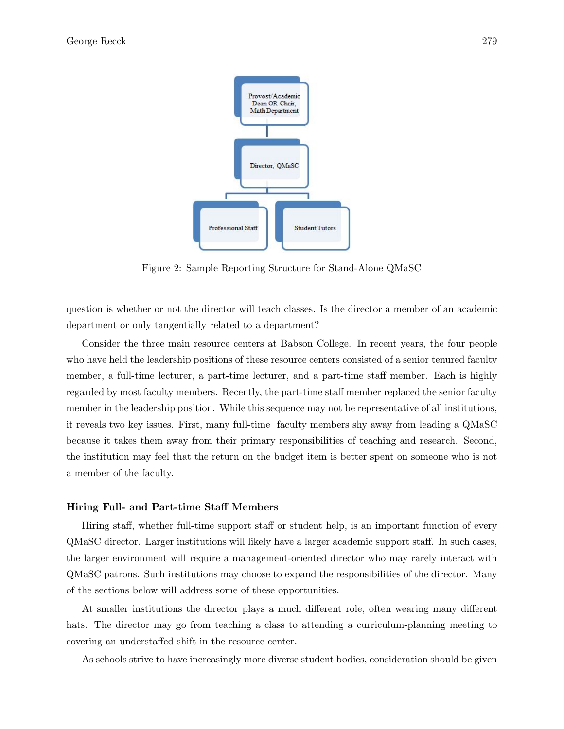Figure 2: Sample Reporting Structure for Stand-Alone QMaSC

question is whether or not the director will teach classes. Is the director a member of an academic department or only tangentially related to a department?

Consider the three main resource centers at Babson College. In recent years, the four people who have held the leadership positions of these resource centers consisted of a senior tenured faculty member, a full-time lecturer, a part-time lecturer, and a part-time staff member. Each is highly regarded by most faculty members. Recently, the part-time staff member replaced the senior faculty member in the leadership position. While this sequence may not be representative of all institutions, it reveals two key issues. First, many full-time faculty members shy away from leading a QMaSC because it takes them away from their primary responsibilities of teaching and research. Second, the institution may feel that the return on the budget item is better spent on someone who is not a member of the faculty.

### Hiring Full- and Part-time Staff Members

Hiring staff, whether full-time support staff or student help, is an important function of every QMaSC director. Larger institutions will likely have a larger academic support staff. In such cases, the larger environment will require a management-oriented director who may rarely interact with QMaSC patrons. Such institutions may choose to expand the responsibilities of the director. Many of the sections below will address some of these opportunities.

At smaller institutions the director plays a much different role, often wearing many different hats. The director may go from teaching a class to attending a curriculum-planning meeting to covering an understaffed shift in the resource center.

As schools strive to have increasingly more diverse student bodies, consideration should be given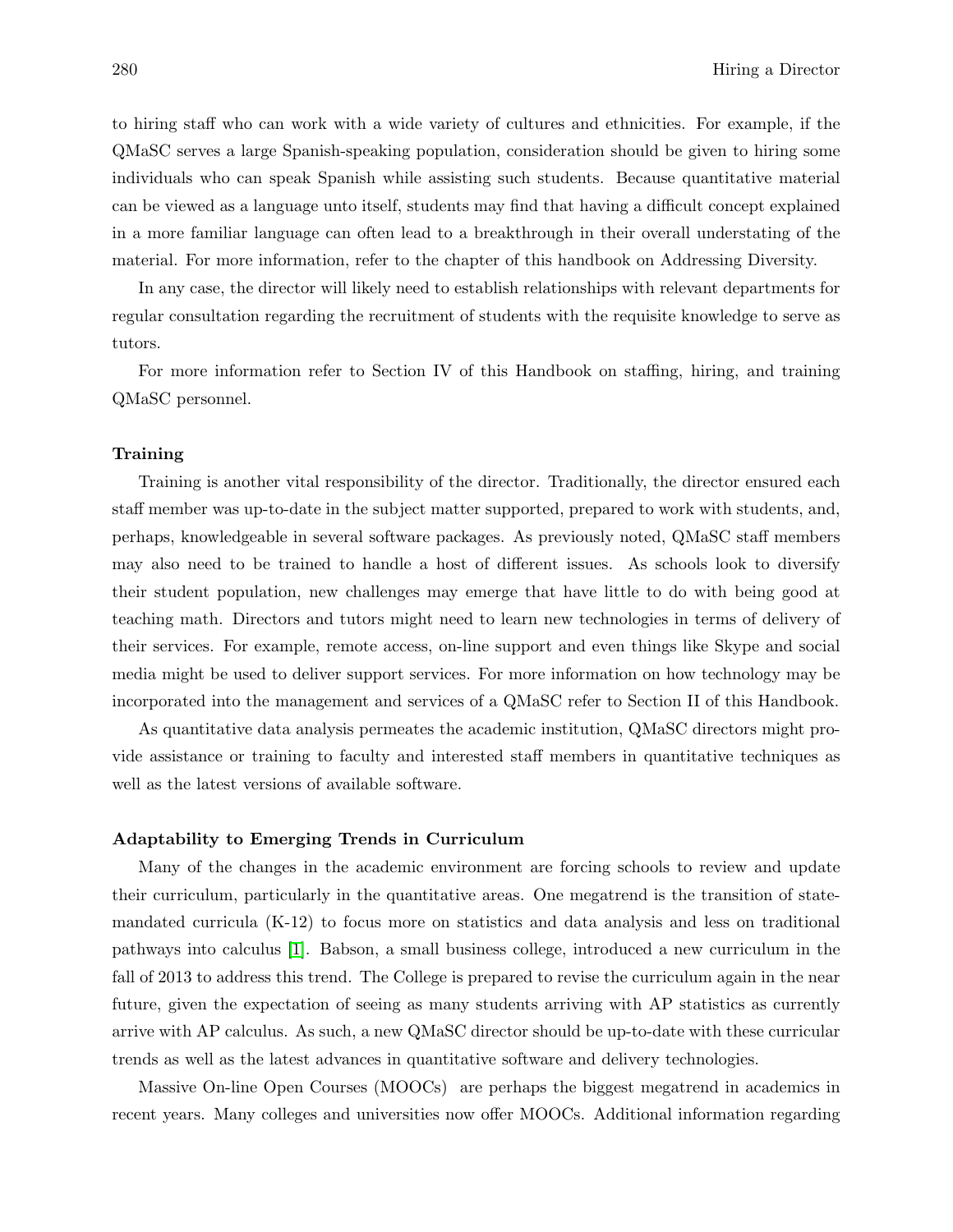to hiring staff who can work with a wide variety of cultures and ethnicities. For example, if the QMaSC serves a large Spanish-speaking population, consideration should be given to hiring some individuals who can speak Spanish while assisting such students. Because quantitative material can be viewed as a language unto itself, students may find that having a difficult concept explained in a more familiar language can often lead to a breakthrough in their overall understating of the material. For more information, refer to the chapter of this handbook on Addressing Diversity.

In any case, the director will likely need to establish relationships with relevant departments for regular consultation regarding the recruitment of students with the requisite knowledge to serve as tutors.

For more information refer to Section IV of this Handbook on staffing, hiring, and training QMaSC personnel.

### Training

Training is another vital responsibility of the director. Traditionally, the director ensured each staff member was up-to-date in the subject matter supported, prepared to work with students, and, perhaps, knowledgeable in several software packages. As previously noted, QMaSC staff members may also need to be trained to handle a host of different issues. As schools look to diversify their student population, new challenges may emerge that have little to do with being good at teaching math. Directors and tutors might need to learn new technologies in terms of delivery of their services. For example, remote access, on-line support and even things like Skype and social media might be used to deliver support services. For more information on how technology may be incorporated into the management and services of a QMaSC refer to Section II of this Handbook.

As quantitative data analysis permeates the academic institution, QMaSC directors might provide assistance or training to faculty and interested staff members in quantitative techniques as well as the latest versions of available software.

### Adaptability to Emerging Trends in Curriculum

Many of the changes in the academic environment are forcing schools to review and update their curriculum, particularly in the quantitative areas. One megatrend is the transition of state-mandated curricula (K-12) to focus more on statistics and data analysis and less on traditional pathways into calculus [1]. Babson, a small business college, introduced a new curriculum in the fall of 2013 to address this trend. The College is prepared to revise the curriculum again in the near future, given the expectation of seeing as many students arriving with AP statistics as currently arrive with AP calculus. As such, a new QMaSC director should be up-to-date with these curricular trends as well as the latest advances in quantitative software and delivery technologies.

Massive On-line Open Courses (MOOCs) are perhaps the biggest megatrend in academics in recent years. Many colleges and universities now offer MOOCs. Additional information regarding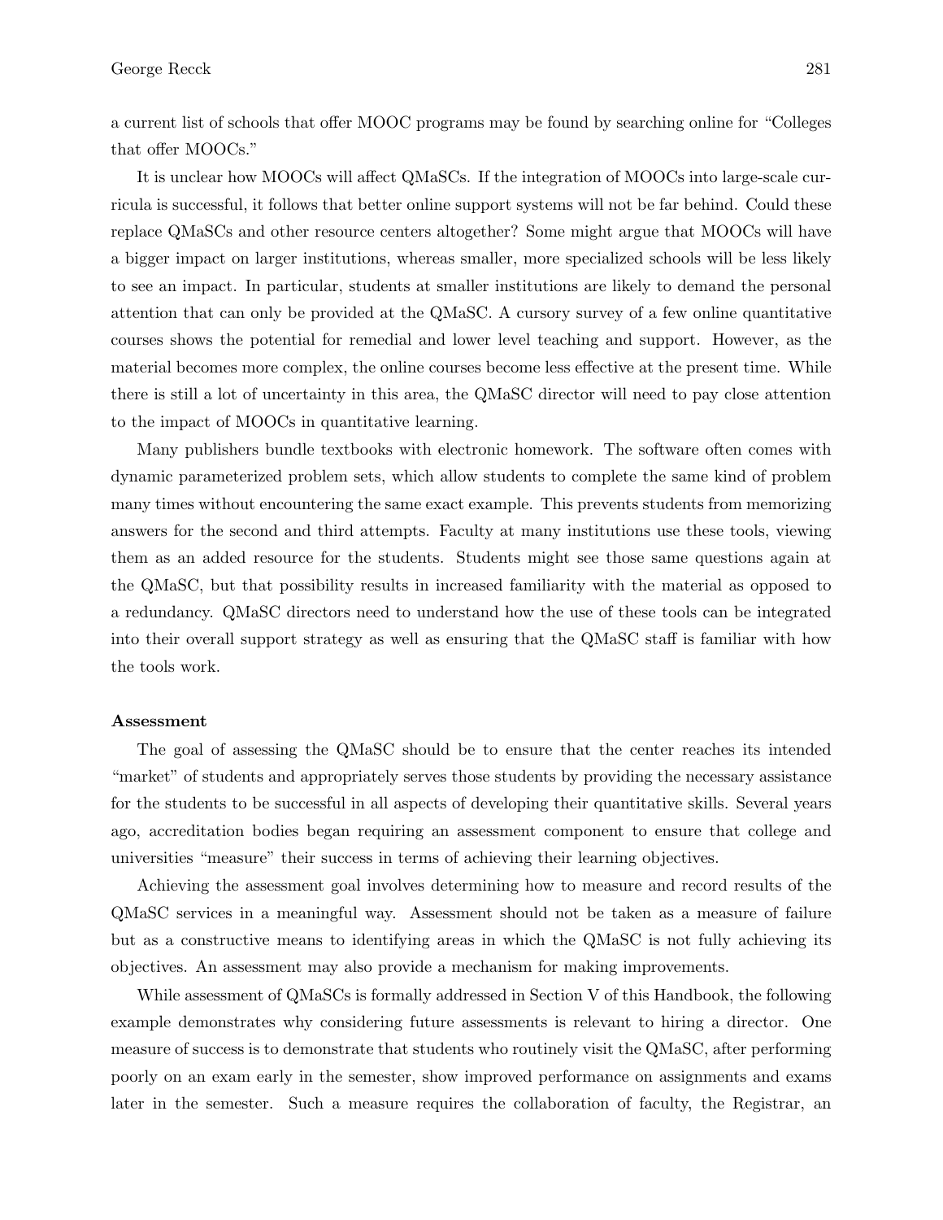a current list of schools that offer MOOC programs may be found by searching online for "Colleges that offer MOOCs."

It is unclear how MOOCs will affect QMaSCs. If the integration of MOOCs into large-scale curricula is successful, it follows that better online support systems will not be far behind. Could these replace QMaSCs and other resource centers altogether? Some might argue that MOOCs will have a bigger impact on larger institutions, whereas smaller, more specialized schools will be less likely to see an impact. In particular, students at smaller institutions are likely to demand the personal attention that can only be provided at the QMaSC. A cursory survey of a few online quantitative courses shows the potential for remedial and lower level teaching and support. However, as the material becomes more complex, the online courses become less effective at the present time. While there is still a lot of uncertainty in this area, the QMaSC director will need to pay close attention to the impact of MOOCs in quantitative learning.

Many publishers bundle textbooks with electronic homework. The software often comes with dynamic parameterized problem sets, which allow students to complete the same kind of problem many times without encountering the same exact example. This prevents students from memorizing answers for the second and third attempts. Faculty at many institutions use these tools, viewing them as an added resource for the students. Students might see those same questions again at the QMaSC, but that possibility results in increased familiarity with the material as opposed to a redundancy. QMaSC directors need to understand how the use of these tools can be integrated into their overall support strategy as well as ensuring that the QMaSC staff is familiar with how the tools work.

**Assessment**

The goal of assessing the QMaSC should be to ensure that the center reaches its intended "market" of students and appropriately serves those students by providing the necessary assistance for the students to be successful in all aspects of developing their quantitative skills. Several years ago, accreditation bodies began requiring an assessment component to ensure that college and universities "measure" their success in terms of achieving their learning objectives.

Achieving the assessment goal involves determining how to measure and record results of the QMaSC services in a meaningful way. Assessment should not be taken as a measure of failure but as a constructive means to identifying areas in which the QMaSC is not fully achieving its objectives. An assessment may also provide a mechanism for making improvements.

While assessment of QMaSCs is formally addressed in Section V of this Handbook, the following example demonstrates why considering future assessments is relevant to hiring a director. One measure of success is to demonstrate that students who routinely visit the QMaSC, after performing poorly on an exam early in the semester, show improved performance on assignments and exams later in the semester. Such a measure requires the collaboration of faculty, the Registrar, an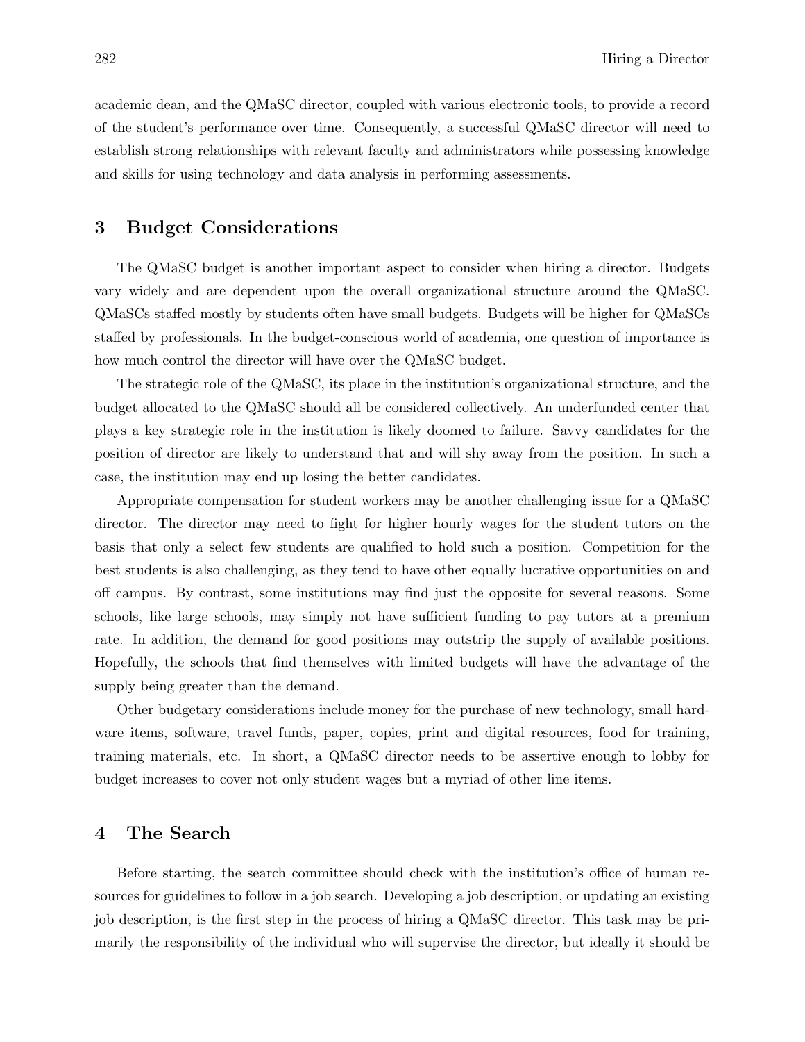academic dean, and the QMaSC director, coupled with various electronic tools, to provide a record of the student's performance over time. Consequently, a successful QMaSC director will need to establish strong relationships with relevant faculty and administrators while possessing knowledge and skills for using technology and data analysis in performing assessments.

## 3 Budget Considerations

The QMaSC budget is another important aspect to consider when hiring a director. Budgets vary widely and are dependent upon the overall organizational structure around the QMaSC. QMaSCs staffed mostly by students often have small budgets. Budgets will be higher for QMaSCs staffed by professionals. In the budget-conscious world of academia, one question of importance is how much control the director will have over the QMaSC budget.

The strategic role of the QMaSC, its place in the institution's organizational structure, and the budget allocated to the QMaSC should all be considered collectively. An underfunded center that plays a key strategic role in the institution is likely doomed to failure. Savvy candidates for the position of director are likely to understand that and will shy away from the position. In such a case, the institution may end up losing the better candidates.

Appropriate compensation for student workers may be another challenging issue for a QMaSC director. The director may need to fight for higher hourly wages for the student tutors on the basis that only a select few students are qualified to hold such a position. Competition for the best students is also challenging, as they tend to have other equally lucrative opportunities on and off campus. By contrast, some institutions may find just the opposite for several reasons. Some schools, like large schools, may simply not have sufficient funding to pay tutors at a premium rate. In addition, the demand for good positions may outstrip the supply of available positions. Hopefully, the schools that find themselves with limited budgets will have the advantage of the supply being greater than the demand.

Other budgetary considerations include money for the purchase of new technology, small hardware items, software, travel funds, paper, copies, print and digital resources, food for training, training materials, etc. In short, a QMaSC director needs to be assertive enough to lobby for budget increases to cover not only student wages but a myriad of other line items.

## 4 The Search

Before starting, the search committee should check with the institution's office of human resources for guidelines to follow in a job search. Developing a job description, or updating an existing job description, is the first step in the process of hiring a QMaSC director. This task may be primarily the responsibility of the individual who will supervise the director, but ideally it should be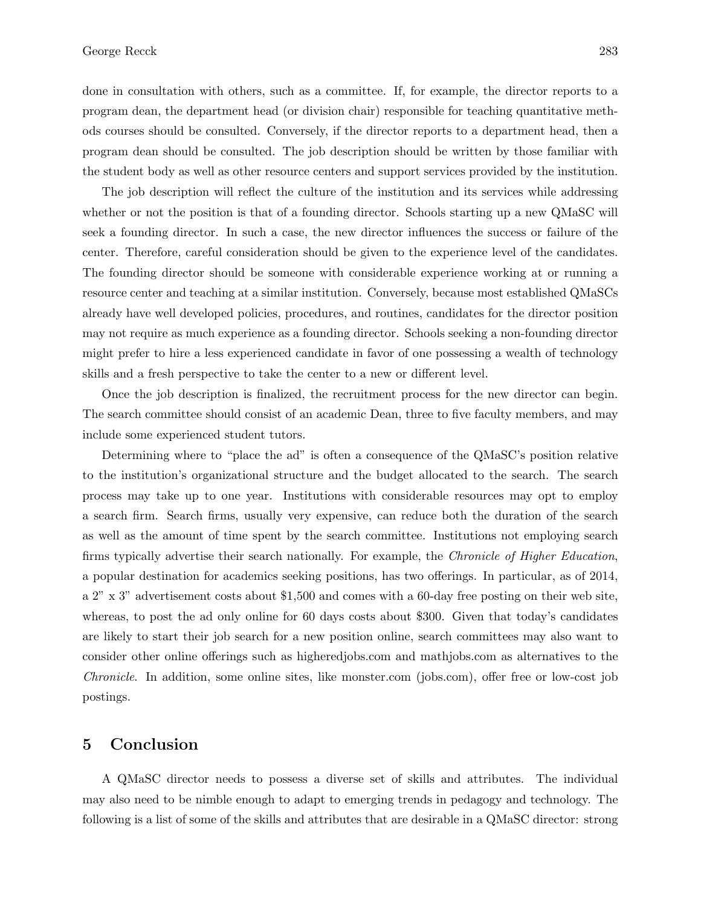done in consultation with others, such as a committee. If, for example, the director reports to a program dean, the department head (or division chair) responsible for teaching quantitative methods courses should be consulted. Conversely, if the director reports to a department head, then a program dean should be consulted. The job description should be written by those familiar with the student body as well as other resource centers and support services provided by the institution.

The job description will reflect the culture of the institution and its services while addressing whether or not the position is that of a founding director. Schools starting up a new QMaSC will seek a founding director. In such a case, the new director influences the success or failure of the center. Therefore, careful consideration should be given to the experience level of the candidates. The founding director should be someone with considerable experience working at or running a resource center and teaching at a similar institution. Conversely, because most established QMaSCs already have well developed policies, procedures, and routines, candidates for the director position may not require as much experience as a founding director. Schools seeking a non-founding director might prefer to hire a less experienced candidate in favor of one possessing a wealth of technology skills and a fresh perspective to take the center to a new or different level.

Once the job description is finalized, the recruitment process for the new director can begin. The search committee should consist of an academic Dean, three to five faculty members, and may include some experienced student tutors.

Determining where to "place the ad" is often a consequence of the QMaSC's position relative to the institution's organizational structure and the budget allocated to the search. The search process may take up to one year. Institutions with considerable resources may opt to employ a search firm. Search firms, usually very expensive, can reduce both the duration of the search as well as the amount of time spent by the search committee. Institutions not employing search firms typically advertise their search nationally. For example, the *Chronicle of Higher Education*, a popular destination for academics seeking positions, has two offerings. In particular, as of 2014, a 2" x 3" advertisement costs about $1,500 and comes with a 60-day free posting on their web site, whereas, to post the ad only online for 60 days costs about $300. Given that today's candidates are likely to start their job search for a new position online, search committees may also want to consider other online offerings such as higheredjobs.com and mathjobs.com as alternatives to the *Chronicle*. In addition, some online sites, like monster.com (jobs.com), offer free or low-cost job postings.

## 5 Conclusion

A QMaSC director needs to possess a diverse set of skills and attributes. The individual may also need to be nimble enough to adapt to emerging trends in pedagogy and technology. The following is a list of some of the skills and attributes that are desirable in a QMaSC director: strong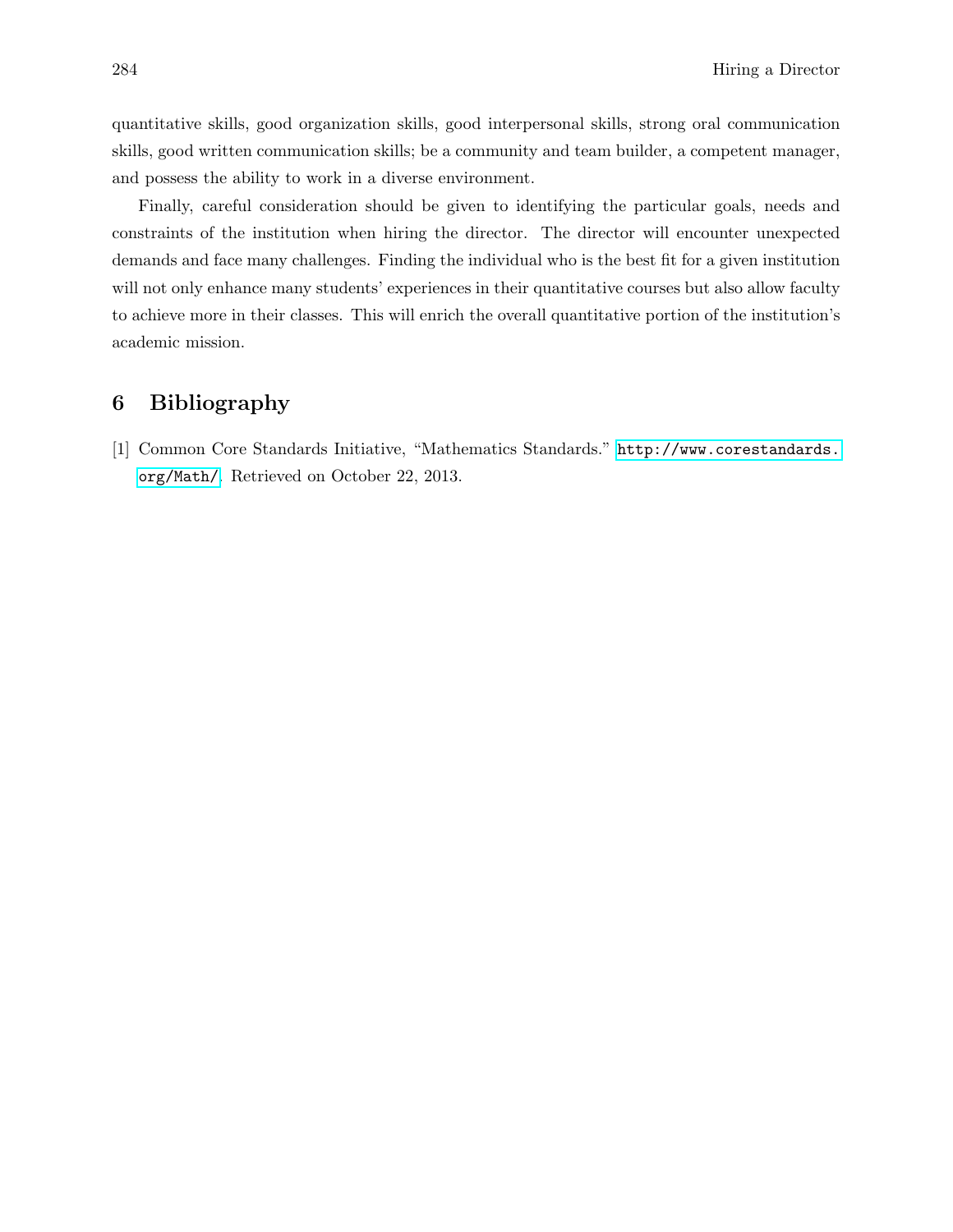quantitative skills, good organization skills, good interpersonal skills, strong oral communication skills, good written communication skills; be a community and team builder, a competent manager, and possess the ability to work in a diverse environment.

Finally, careful consideration should be given to identifying the particular goals, needs and constraints of the institution when hiring the director. The director will encounter unexpected demands and face many challenges. Finding the individual who is the best fit for a given institution will not only enhance many students' experiences in their quantitative courses but also allow faculty to achieve more in their classes. This will enrich the overall quantitative portion of the institution's academic mission.

## 6 Bibliography

[1] Common Core Standards Initiative, "Mathematics Standards." http://www.corestandards.org/Math/. Retrieved on October 22, 2013.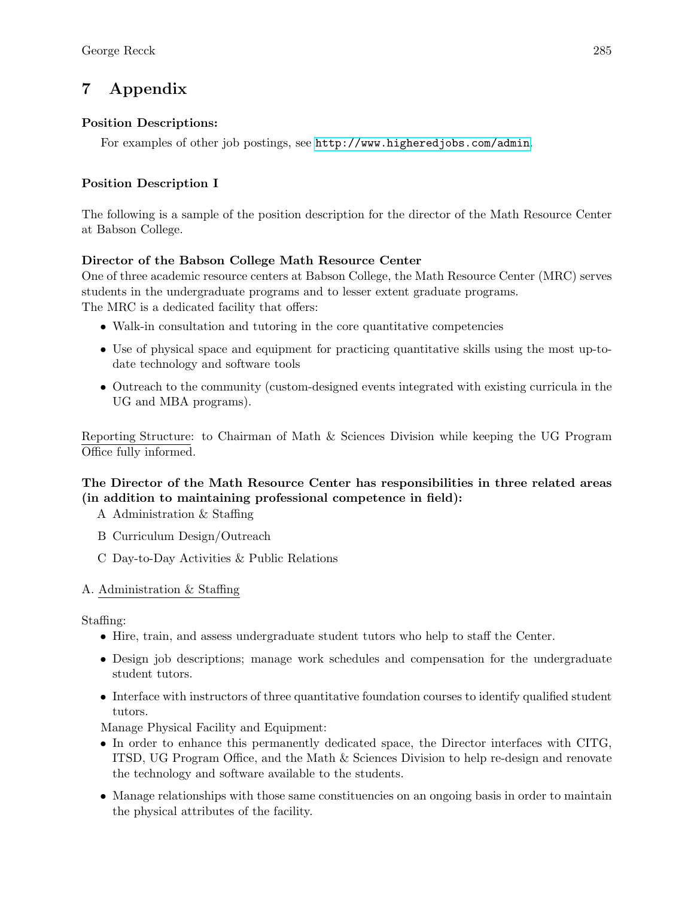## 7 Appendix

**Position Descriptions:**

For examples of other job postings, see http://www.higheredjobs.com/admin.

**Position Description I**

The following is a sample of the position description for the director of the Math Resource Center at Babson College.

**Director of the Babson College Math Resource Center**

One of three academic resource centers at Babson College, the Math Resource Center (MRC) serves students in the undergraduate programs and to lesser extent graduate programs.
The MRC is a dedicated facility that offers:

- Walk-in consultation and tutoring in the core quantitative competencies
- Use of physical space and equipment for practicing quantitative skills using the most up-to-date technology and software tools
- Outreach to the community (custom-designed events integrated with existing curricula in the UG and MBA programs).

Reporting Structure: to Chairman of Math & Sciences Division while keeping the UG Program Office fully informed.

**The Director of the Math Resource Center has responsibilities in three related areas (in addition to maintaining professional competence in field):**

A Administration & Staffing

B Curriculum Design/Outreach

C Day-to-Day Activities & Public Relations

A. Administration & Staffing

Staffing:

- Hire, train, and assess undergraduate student tutors who help to staff the Center.
- Design job descriptions; manage work schedules and compensation for the undergraduate student tutors.
- Interface with instructors of three quantitative foundation courses to identify qualified student tutors.

Manage Physical Facility and Equipment:

- In order to enhance this permanently dedicated space, the Director interfaces with CITG, ITSD, UG Program Office, and the Math & Sciences Division to help re-design and renovate the technology and software available to the students.
- Manage relationships with those same constituencies on an ongoing basis in order to maintain the physical attributes of the facility.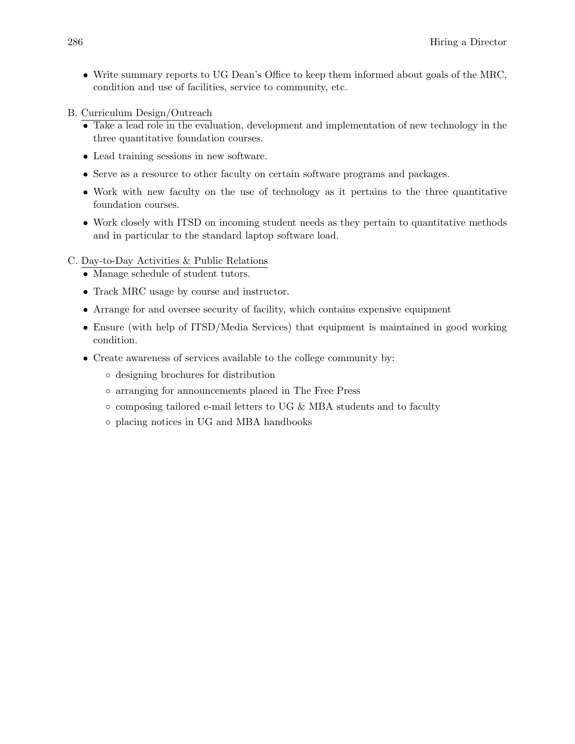- Write summary reports to UG Dean's Office to keep them informed about goals of the MRC, condition and use of facilities, service to community, etc.

B. Curriculum Design/Outreach

- Take a lead role in the evaluation, development and implementation of new technology in the three quantitative foundation courses.
- Lead training sessions in new software.
- Serve as a resource to other faculty on certain software programs and packages.
- Work with new faculty on the use of technology as it pertains to the three quantitative foundation courses.
- Work closely with ITSD on incoming student needs as they pertain to quantitative methods and in particular to the standard laptop software load.

C. Day-to-Day Activities & Public Relations

- Manage schedule of student tutors.
- Track MRC usage by course and instructor.
- Arrange for and oversee security of facility, which contains expensive equipment
- Ensure (with help of ITSD/Media Services) that equipment is maintained in good working condition.
- Create awareness of services available to the college community by:
  - designing brochures for distribution
  - arranging for announcements placed in The Free Press
  - composing tailored e-mail letters to UG & MBA students and to faculty
  - placing notices in UG and MBA handbooks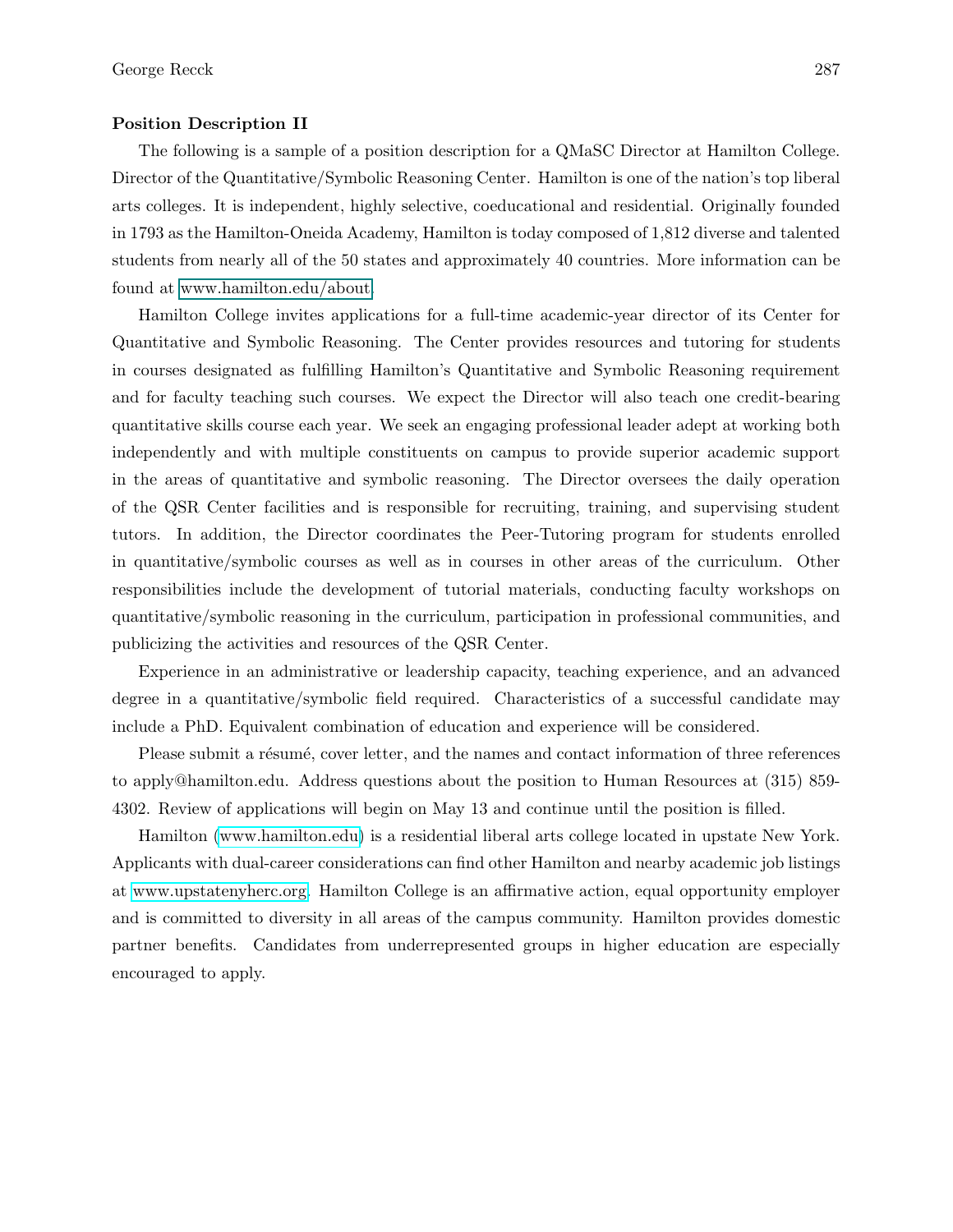**Position Description II**

The following is a sample of a position description for a QMaSC Director at Hamilton College. Director of the Quantitative/Symbolic Reasoning Center. Hamilton is one of the nation's top liberal arts colleges. It is independent, highly selective, coeducational and residential. Originally founded in 1793 as the Hamilton-Oneida Academy, Hamilton is today composed of 1,812 diverse and talented students from nearly all of the 50 states and approximately 40 countries. More information can be found at www.hamilton.edu/about.

Hamilton College invites applications for a full-time academic-year director of its Center for Quantitative and Symbolic Reasoning. The Center provides resources and tutoring for students in courses designated as fulfilling Hamilton's Quantitative and Symbolic Reasoning requirement and for faculty teaching such courses. We expect the Director will also teach one credit-bearing quantitative skills course each year. We seek an engaging professional leader adept at working both independently and with multiple constituents on campus to provide superior academic support in the areas of quantitative and symbolic reasoning. The Director oversees the daily operation of the QSR Center facilities and is responsible for recruiting, training, and supervising student tutors. In addition, the Director coordinates the Peer-Tutoring program for students enrolled in quantitative/symbolic courses as well as in courses in other areas of the curriculum. Other responsibilities include the development of tutorial materials, conducting faculty workshops on quantitative/symbolic reasoning in the curriculum, participation in professional communities, and publicizing the activities and resources of the QSR Center.

Experience in an administrative or leadership capacity, teaching experience, and an advanced degree in a quantitative/symbolic field required. Characteristics of a successful candidate may include a PhD. Equivalent combination of education and experience will be considered.

Please submit a résumé, cover letter, and the names and contact information of three references to apply@hamilton.edu. Address questions about the position to Human Resources at (315) 859-4302. Review of applications will begin on May 13 and continue until the position is filled.

Hamilton (www.hamilton.edu) is a residential liberal arts college located in upstate New York. Applicants with dual-career considerations can find other Hamilton and nearby academic job listings at www.upstatenyherc.org. Hamilton College is an affirmative action, equal opportunity employer and is committed to diversity in all areas of the campus community. Hamilton provides domestic partner benefits. Candidates from underrepresented groups in higher education are especially encouraged to apply.